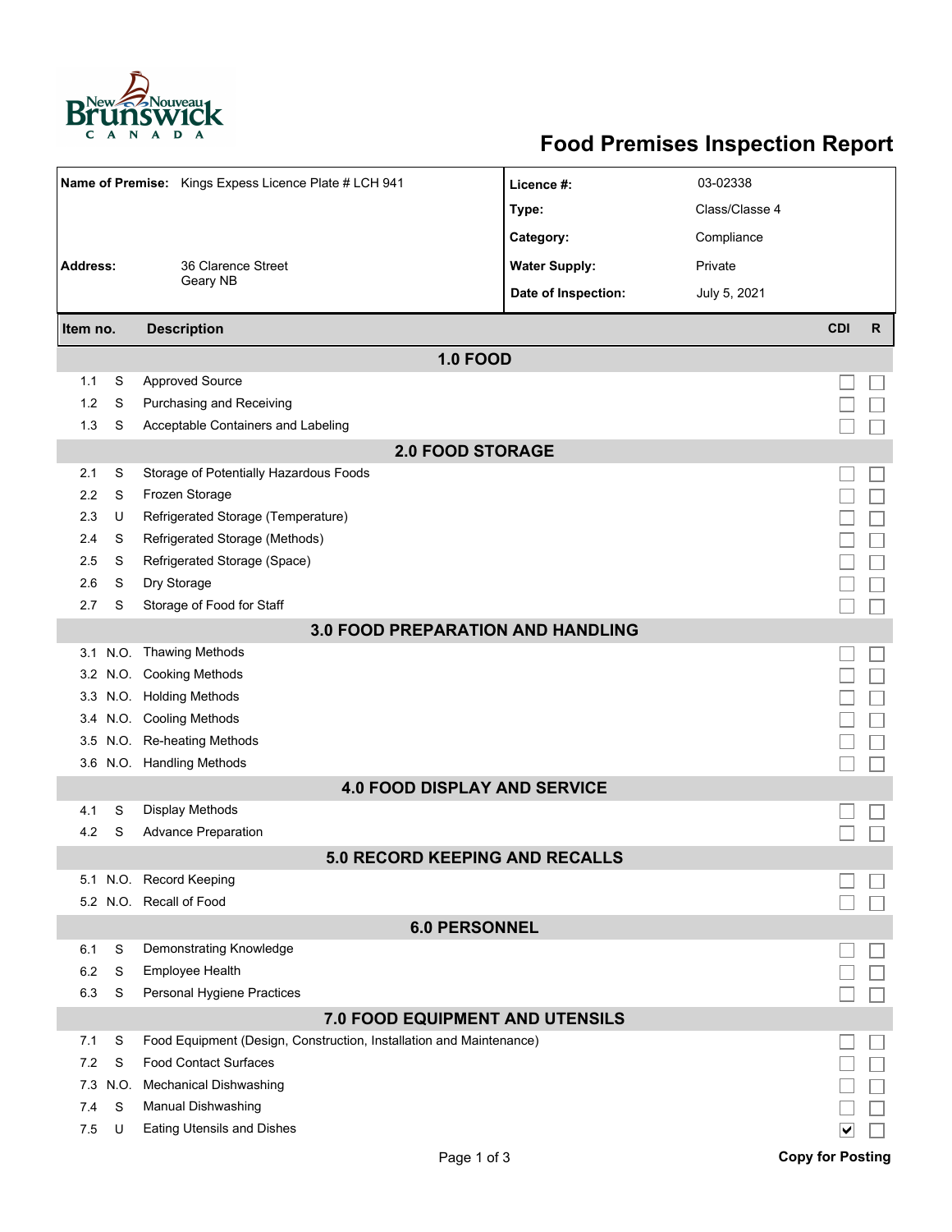# Food Premises Inspection Report

| | | | |
|---|---|---|---|
| **Name of Premise:** | Kings Express Licence Plate # LCH 941 | **Licence #:** | 03-02338 |
| | | **Type:** | Class/Classe 4 |
| | | **Category:** | Compliance |
| **Address:** | 36 Clarence Street<br>Geary NB | **Water Supply:** | Private |
| | | **Date of Inspection:** | July 5, 2021 |

| Item no. | | Description | CDI | R |
|---|---|---|---|---|
| **1.0 FOOD** | | | | |
| 1.1 | S | Approved Source | ☐ | ☐ |
| 1.2 | S | Purchasing and Receiving | ☐ | ☐ |
| 1.3 | S | Acceptable Containers and Labeling | ☐ | ☐ |
| **2.0 FOOD STORAGE** | | | | |
| 2.1 | S | Storage of Potentially Hazardous Foods | ☐ | ☐ |
| 2.2 | S | Frozen Storage | ☐ | ☐ |
| 2.3 | U | Refrigerated Storage (Temperature) | ☐ | ☐ |
| 2.4 | S | Refrigerated Storage (Methods) | ☐ | ☐ |
| 2.5 | S | Refrigerated Storage (Space) | ☐ | ☐ |
| 2.6 | S | Dry Storage | ☐ | ☐ |
| 2.7 | S | Storage of Food for Staff | ☐ | ☐ |
| **3.0 FOOD PREPARATION AND HANDLING** | | | | |
| 3.1 | N.O. | Thawing Methods | ☐ | ☐ |
| 3.2 | N.O. | Cooking Methods | ☐ | ☐ |
| 3.3 | N.O. | Holding Methods | ☐ | ☐ |
| 3.4 | N.O. | Cooling Methods | ☐ | ☐ |
| 3.5 | N.O. | Re-heating Methods | ☐ | ☐ |
| 3.6 | N.O. | Handling Methods | ☐ | ☐ |
| **4.0 FOOD DISPLAY AND SERVICE** | | | | |
| 4.1 | S | Display Methods | ☐ | ☐ |
| 4.2 | S | Advance Preparation | ☐ | ☐ |
| **5.0 RECORD KEEPING AND RECALLS** | | | | |
| 5.1 | N.O. | Record Keeping | ☐ | ☐ |
| 5.2 | N.O. | Recall of Food | ☐ | ☐ |
| **6.0 PERSONNEL** | | | | |
| 6.1 | S | Demonstrating Knowledge | ☐ | ☐ |
| 6.2 | S | Employee Health | ☐ | ☐ |
| 6.3 | S | Personal Hygiene Practices | ☐ | ☐ |
| **7.0 FOOD EQUIPMENT AND UTENSILS** | | | | |
| 7.1 | S | Food Equipment (Design, Construction, Installation and Maintenance) | ☐ | ☐ |
| 7.2 | S | Food Contact Surfaces | ☐ | ☐ |
| 7.3 | N.O. | Mechanical Dishwashing | ☐ | ☐ |
| 7.4 | S | Manual Dishwashing | ☐ | ☐ |
| 7.5 | U | Eating Utensils and Dishes | ☑ | ☐ |

**Copy for Posting**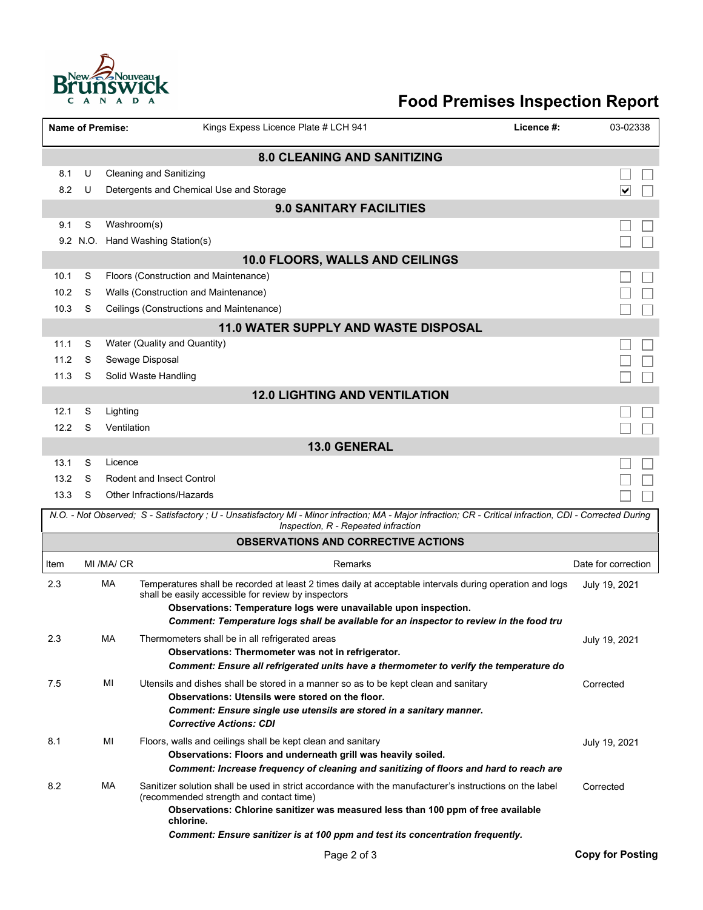# Food Premises Inspection Report

| Name of Premise: | Kings Express Licence Plate # LCH 941 | Licence #: | 03-02338 |
|---|---|---|---|

## 8.0 CLEANING AND SANITIZING

| | | | | |
|---|---|---|---|---|
| 8.1 | U | Cleaning and Sanitizing | ☐ | ☐ |
| 8.2 | U | Detergents and Chemical Use and Storage | ☑ | ☐ |

## 9.0 SANITARY FACILITIES

| | | | | |
|---|---|---|---|---|
| 9.1 | S | Washroom(s) | ☐ | ☐ |
| 9.2 | N.O. | Hand Washing Station(s) | ☐ | ☐ |

## 10.0 FLOORS, WALLS AND CEILINGS

| | | | | |
|---|---|---|---|---|
| 10.1 | S | Floors (Construction and Maintenance) | ☐ | ☐ |
| 10.2 | S | Walls (Construction and Maintenance) | ☐ | ☐ |
| 10.3 | S | Ceilings (Constructions and Maintenance) | ☐ | ☐ |

## 11.0 WATER SUPPLY AND WASTE DISPOSAL

| | | | | |
|---|---|---|---|---|
| 11.1 | S | Water (Quality and Quantity) | ☐ | ☐ |
| 11.2 | S | Sewage Disposal | ☐ | ☐ |
| 11.3 | S | Solid Waste Handling | ☐ | ☐ |

## 12.0 LIGHTING AND VENTILATION

| | | | | |
|---|---|---|---|---|
| 12.1 | S | Lighting | ☐ | ☐ |
| 12.2 | S | Ventilation | ☐ | ☐ |

## 13.0 GENERAL

| | | | | |
|---|---|---|---|---|
| 13.1 | S | Licence | ☐ | ☐ |
| 13.2 | S | Rodent and Insect Control | ☐ | ☐ |
| 13.3 | S | Other Infractions/Hazards | ☐ | ☐ |

*N.O. - Not Observed; S - Satisfactory ; U - Unsatisfactory MI - Minor infraction; MA - Major infraction; CR - Critical infraction, CDI - Corrected During Inspection, R - Repeated infraction*

## OBSERVATIONS AND CORRECTIVE ACTIONS

| Item | MI /MA/ CR | Remarks | Date for correction |
|---|---|---|---|
| 2.3 | MA | Temperatures shall be recorded at least 2 times daily at acceptable intervals during operation and logs shall be easily accessible for review by inspectors<br>**Observations: Temperature logs were unavailable upon inspection.**<br>***Comment: Temperature logs shall be available for an inspector to review in the food tru*** | July 19, 2021 |
| 2.3 | MA | Thermometers shall be in all refrigerated areas<br>**Observations: Thermometer was not in refrigerator.**<br>***Comment: Ensure all refrigerated units have a thermometer to verify the temperature do*** | July 19, 2021 |
| 7.5 | MI | Utensils and dishes shall be stored in a manner so as to be kept clean and sanitary<br>**Observations: Utensils were stored on the floor.**<br>***Comment: Ensure single use utensils are stored in a sanitary manner.***<br>***Corrective Actions: CDI*** | Corrected |
| 8.1 | MI | Floors, walls and ceilings shall be kept clean and sanitary<br>**Observations: Floors and underneath grill was heavily soiled.**<br>***Comment: Increase frequency of cleaning and sanitizing of floors and hard to reach are*** | July 19, 2021 |
| 8.2 | MA | Sanitizer solution shall be used in strict accordance with the manufacturer's instructions on the label (recommended strength and contact time)<br>**Observations: Chlorine sanitizer was measured less than 100 ppm of free available chlorine.**<br>***Comment: Ensure sanitizer is at 100 ppm and test its concentration frequently.*** | Corrected |

**Copy for Posting**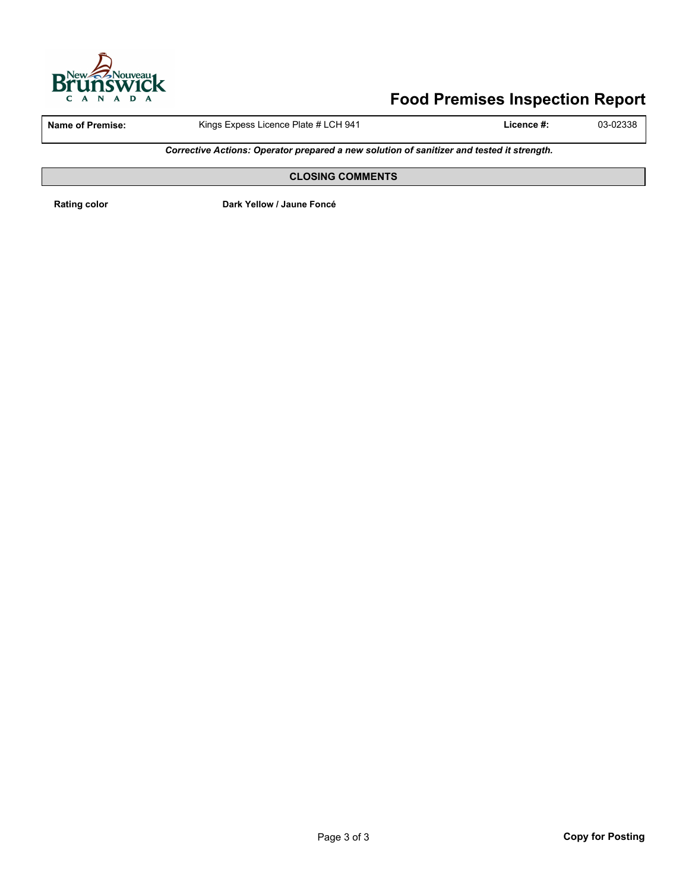# Food Premises Inspection Report

| | | | |
|---|---|---|---|
| **Name of Premise:** | Kings Express Licence Plate # LCH 941 | **Licence #:** | 03-02338 |

***Corrective Actions: Operator prepared a new solution of sanitizer and tested it strength.***

## CLOSING COMMENTS

| | |
|---|---|
| **Rating color** | **Dark Yellow / Jaune Foncé** |

**Copy for Posting**